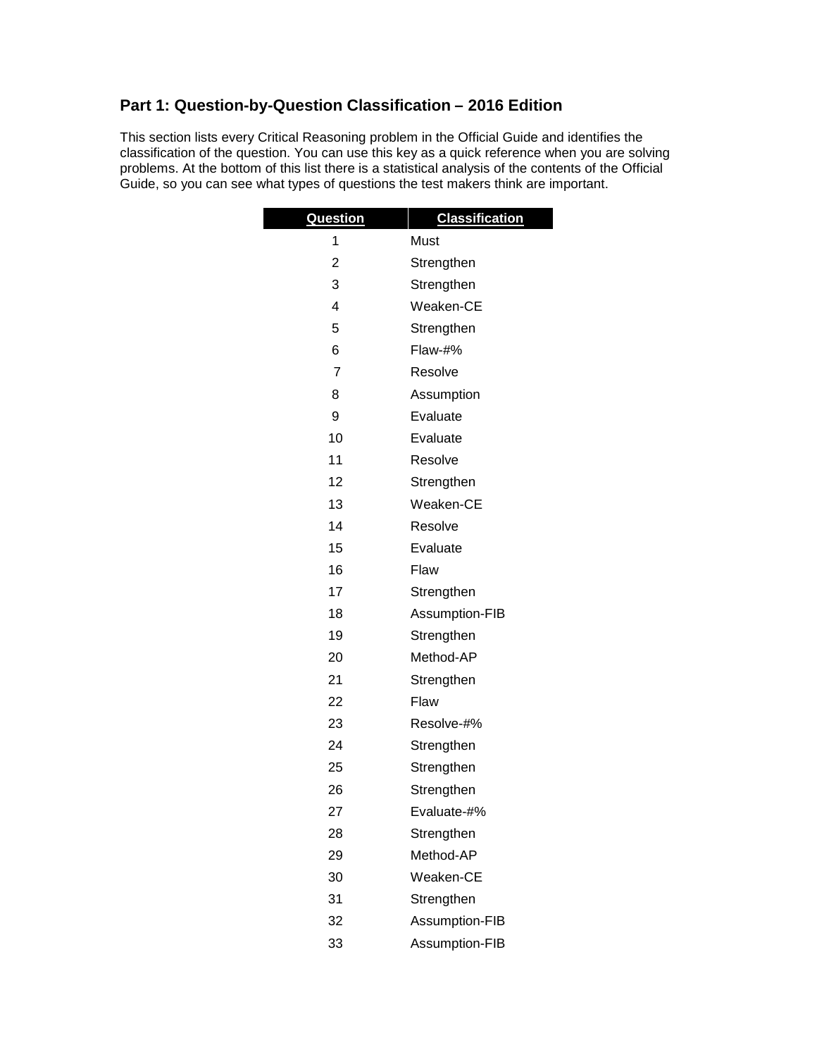## Part 1: Question-by-Question Classification – 2016 Edition

This section lists every Critical Reasoning problem in the Official Guide and identifies the classification of the question. You can use this key as a quick reference when you are solving problems. At the bottom of this list there is a statistical analysis of the contents of the Official Guide, so you can see what types of questions the test makers think are important.

| Question | Classification |
| --- | --- |
| 1 | Must |
| 2 | Strengthen |
| 3 | Strengthen |
| 4 | Weaken-CE |
| 5 | Strengthen |
| 6 | Flaw-#% |
| 7 | Resolve |
| 8 | Assumption |
| 9 | Evaluate |
| 10 | Evaluate |
| 11 | Resolve |
| 12 | Strengthen |
| 13 | Weaken-CE |
| 14 | Resolve |
| 15 | Evaluate |
| 16 | Flaw |
| 17 | Strengthen |
| 18 | Assumption-FIB |
| 19 | Strengthen |
| 20 | Method-AP |
| 21 | Strengthen |
| 22 | Flaw |
| 23 | Resolve-#% |
| 24 | Strengthen |
| 25 | Strengthen |
| 26 | Strengthen |
| 27 | Evaluate-#% |
| 28 | Strengthen |
| 29 | Method-AP |
| 30 | Weaken-CE |
| 31 | Strengthen |
| 32 | Assumption-FIB |
| 33 | Assumption-FIB |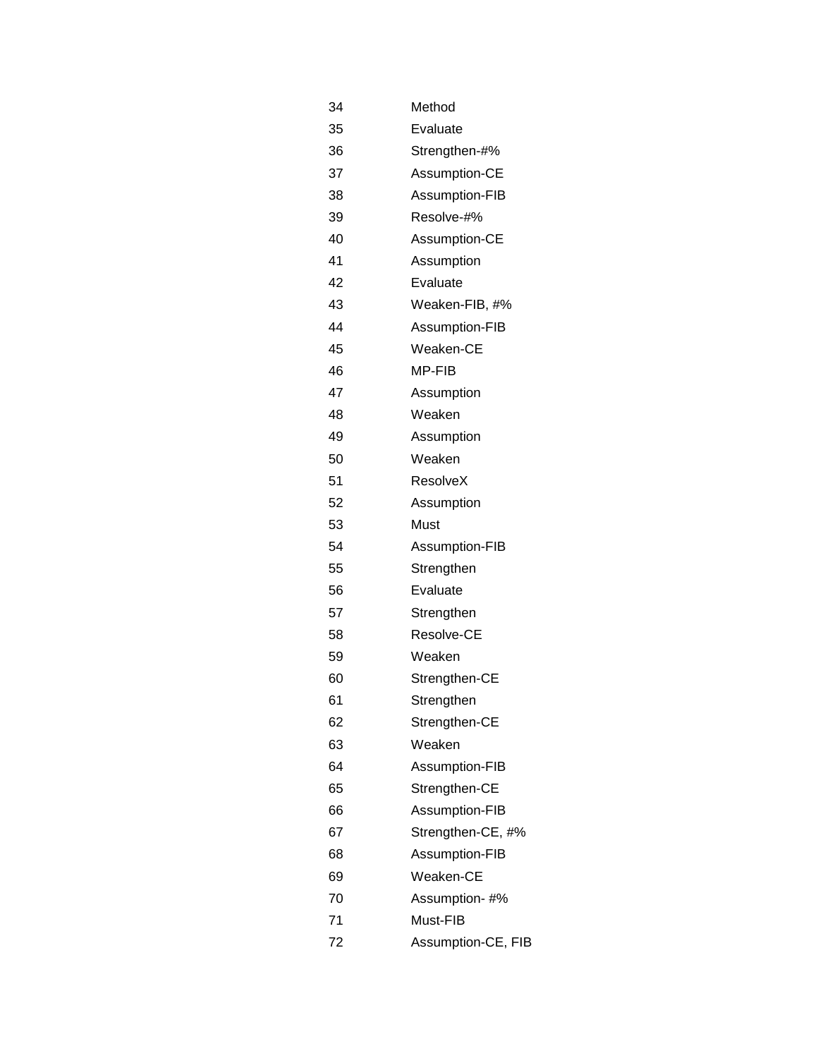| | |
|---|---|
| 34 | Method |
| 35 | Evaluate |
| 36 | Strengthen-#% |
| 37 | Assumption-CE |
| 38 | Assumption-FIB |
| 39 | Resolve-#% |
| 40 | Assumption-CE |
| 41 | Assumption |
| 42 | Evaluate |
| 43 | Weaken-FIB, #% |
| 44 | Assumption-FIB |
| 45 | Weaken-CE |
| 46 | MP-FIB |
| 47 | Assumption |
| 48 | Weaken |
| 49 | Assumption |
| 50 | Weaken |
| 51 | ResolveX |
| 52 | Assumption |
| 53 | Must |
| 54 | Assumption-FIB |
| 55 | Strengthen |
| 56 | Evaluate |
| 57 | Strengthen |
| 58 | Resolve-CE |
| 59 | Weaken |
| 60 | Strengthen-CE |
| 61 | Strengthen |
| 62 | Strengthen-CE |
| 63 | Weaken |
| 64 | Assumption-FIB |
| 65 | Strengthen-CE |
| 66 | Assumption-FIB |
| 67 | Strengthen-CE, #% |
| 68 | Assumption-FIB |
| 69 | Weaken-CE |
| 70 | Assumption- #% |
| 71 | Must-FIB |
| 72 | Assumption-CE, FIB |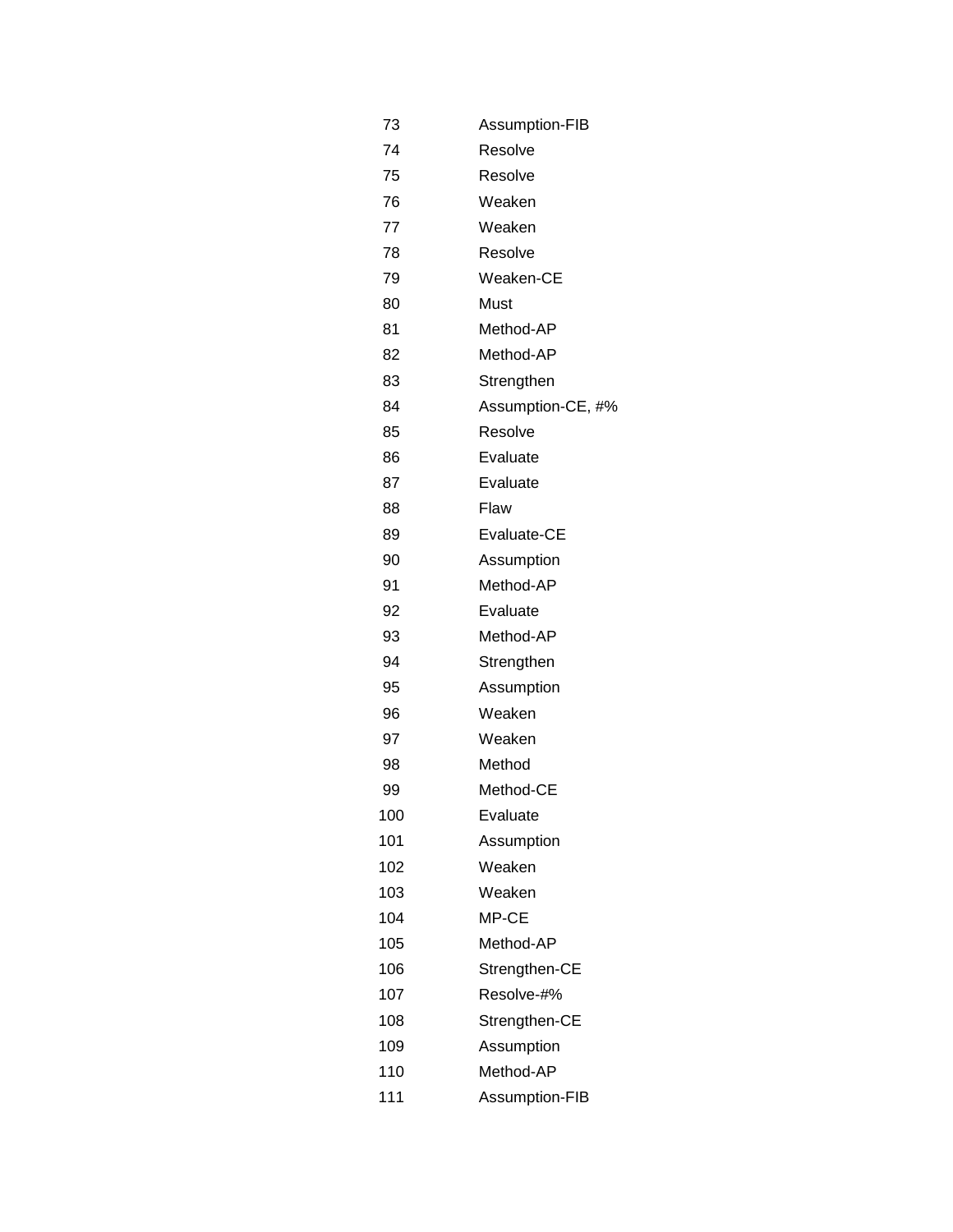| | |
|---|---|
| 73 | Assumption-FIB |
| 74 | Resolve |
| 75 | Resolve |
| 76 | Weaken |
| 77 | Weaken |
| 78 | Resolve |
| 79 | Weaken-CE |
| 80 | Must |
| 81 | Method-AP |
| 82 | Method-AP |
| 83 | Strengthen |
| 84 | Assumption-CE, #% |
| 85 | Resolve |
| 86 | Evaluate |
| 87 | Evaluate |
| 88 | Flaw |
| 89 | Evaluate-CE |
| 90 | Assumption |
| 91 | Method-AP |
| 92 | Evaluate |
| 93 | Method-AP |
| 94 | Strengthen |
| 95 | Assumption |
| 96 | Weaken |
| 97 | Weaken |
| 98 | Method |
| 99 | Method-CE |
| 100 | Evaluate |
| 101 | Assumption |
| 102 | Weaken |
| 103 | Weaken |
| 104 | MP-CE |
| 105 | Method-AP |
| 106 | Strengthen-CE |
| 107 | Resolve-#% |
| 108 | Strengthen-CE |
| 109 | Assumption |
| 110 | Method-AP |
| 111 | Assumption-FIB |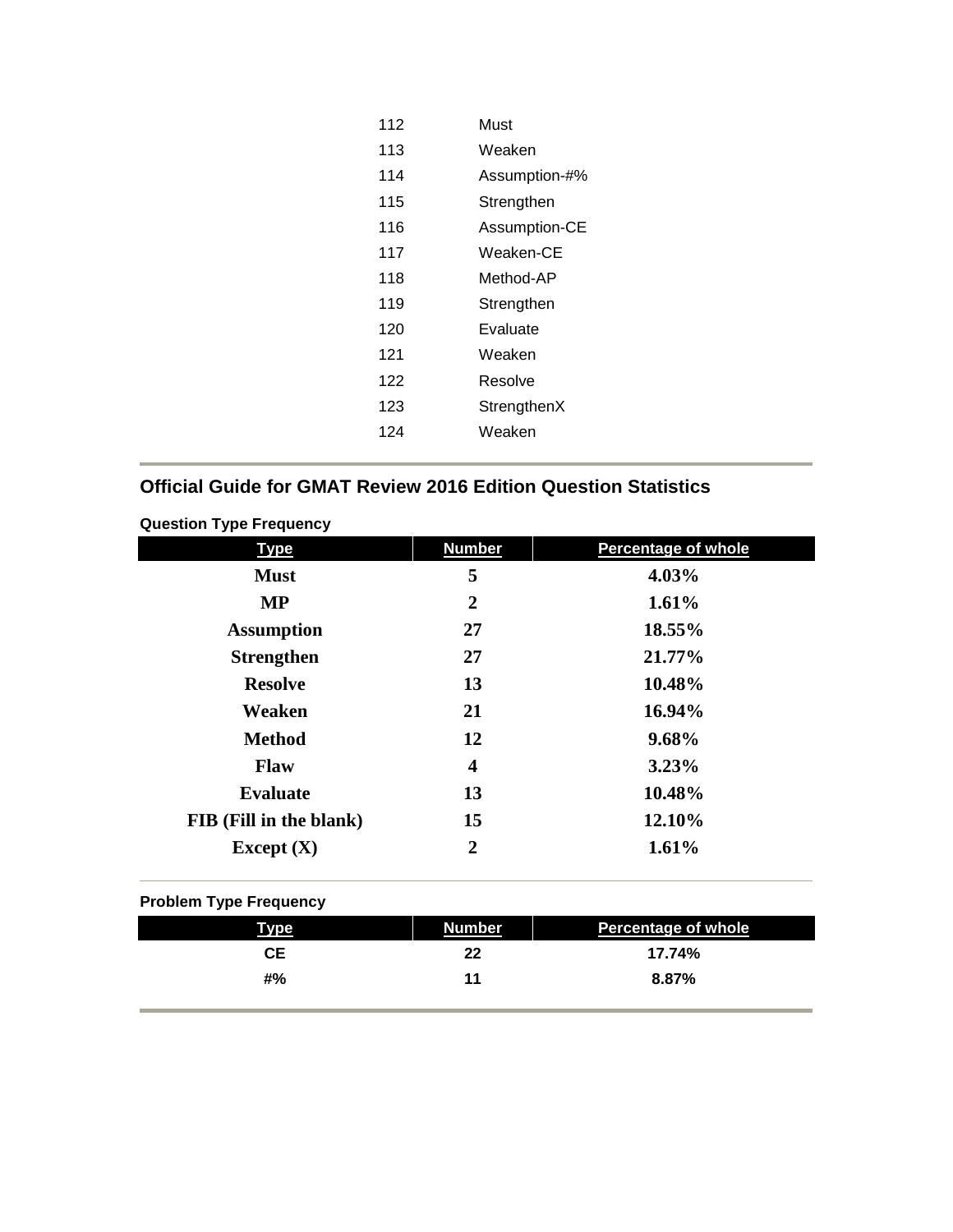| | |
|---|---|
| 112 | Must |
| 113 | Weaken |
| 114 | Assumption-#% |
| 115 | Strengthen |
| 116 | Assumption-CE |
| 117 | Weaken-CE |
| 118 | Method-AP |
| 119 | Strengthen |
| 120 | Evaluate |
| 121 | Weaken |
| 122 | Resolve |
| 123 | StrengthenX |
| 124 | Weaken |

## Official Guide for GMAT Review 2016 Edition Question Statistics

**Question Type Frequency**

| Type | Number | Percentage of whole |
|---|---|---|
| **Must** | **5** | **4.03%** |
| **MP** | **2** | **1.61%** |
| **Assumption** | **27** | **18.55%** |
| **Strengthen** | **27** | **21.77%** |
| **Resolve** | **13** | **10.48%** |
| **Weaken** | **21** | **16.94%** |
| **Method** | **12** | **9.68%** |
| **Flaw** | **4** | **3.23%** |
| **Evaluate** | **13** | **10.48%** |
| **FIB (Fill in the blank)** | **15** | **12.10%** |
| **Except (X)** | **2** | **1.61%** |

**Problem Type Frequency**

| Type | Number | Percentage of whole |
|---|---|---|
| **CE** | **22** | **17.74%** |
| **#%** | **11** | **8.87%** |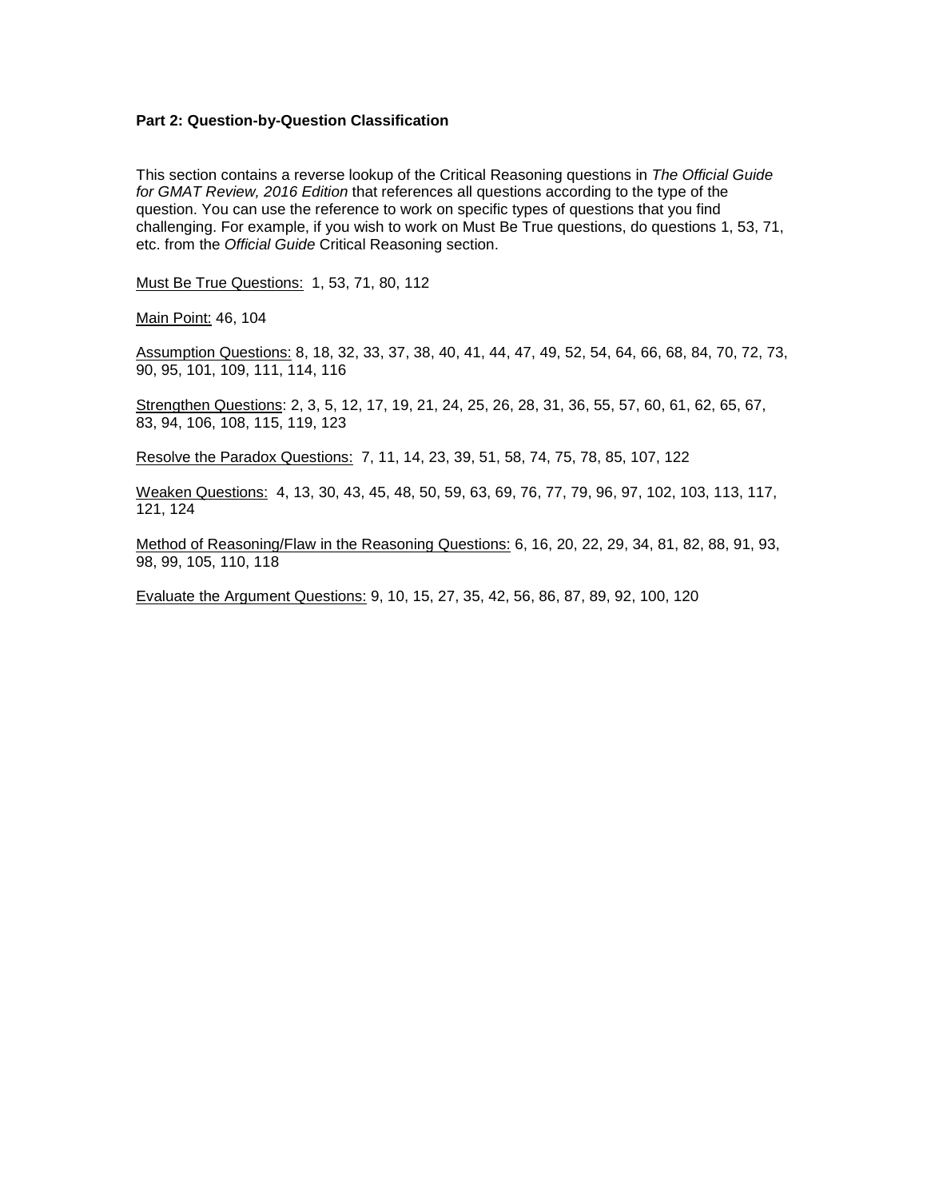**Part 2: Question-by-Question Classification**

This section contains a reverse lookup of the Critical Reasoning questions in *The Official Guide for GMAT Review, 2016 Edition* that references all questions according to the type of the question. You can use the reference to work on specific types of questions that you find challenging. For example, if you wish to work on Must Be True questions, do questions 1, 53, 71, etc. from the *Official Guide* Critical Reasoning section.

<u>Must Be True Questions:</u> 1, 53, 71, 80, 112

<u>Main Point:</u> 46, 104

<u>Assumption Questions:</u> 8, 18, 32, 33, 37, 38, 40, 41, 44, 47, 49, 52, 54, 64, 66, 68, 84, 70, 72, 73, 90, 95, 101, 109, 111, 114, 116

<u>Strengthen Questions</u>: 2, 3, 5, 12, 17, 19, 21, 24, 25, 26, 28, 31, 36, 55, 57, 60, 61, 62, 65, 67, 83, 94, 106, 108, 115, 119, 123

<u>Resolve the Paradox Questions:</u> 7, 11, 14, 23, 39, 51, 58, 74, 75, 78, 85, 107, 122

<u>Weaken Questions:</u> 4, 13, 30, 43, 45, 48, 50, 59, 63, 69, 76, 77, 79, 96, 97, 102, 103, 113, 117, 121, 124

<u>Method of Reasoning/Flaw in the Reasoning Questions:</u> 6, 16, 20, 22, 29, 34, 81, 82, 88, 91, 93, 98, 99, 105, 110, 118

<u>Evaluate the Argument Questions:</u> 9, 10, 15, 27, 35, 42, 56, 86, 87, 89, 92, 100, 120